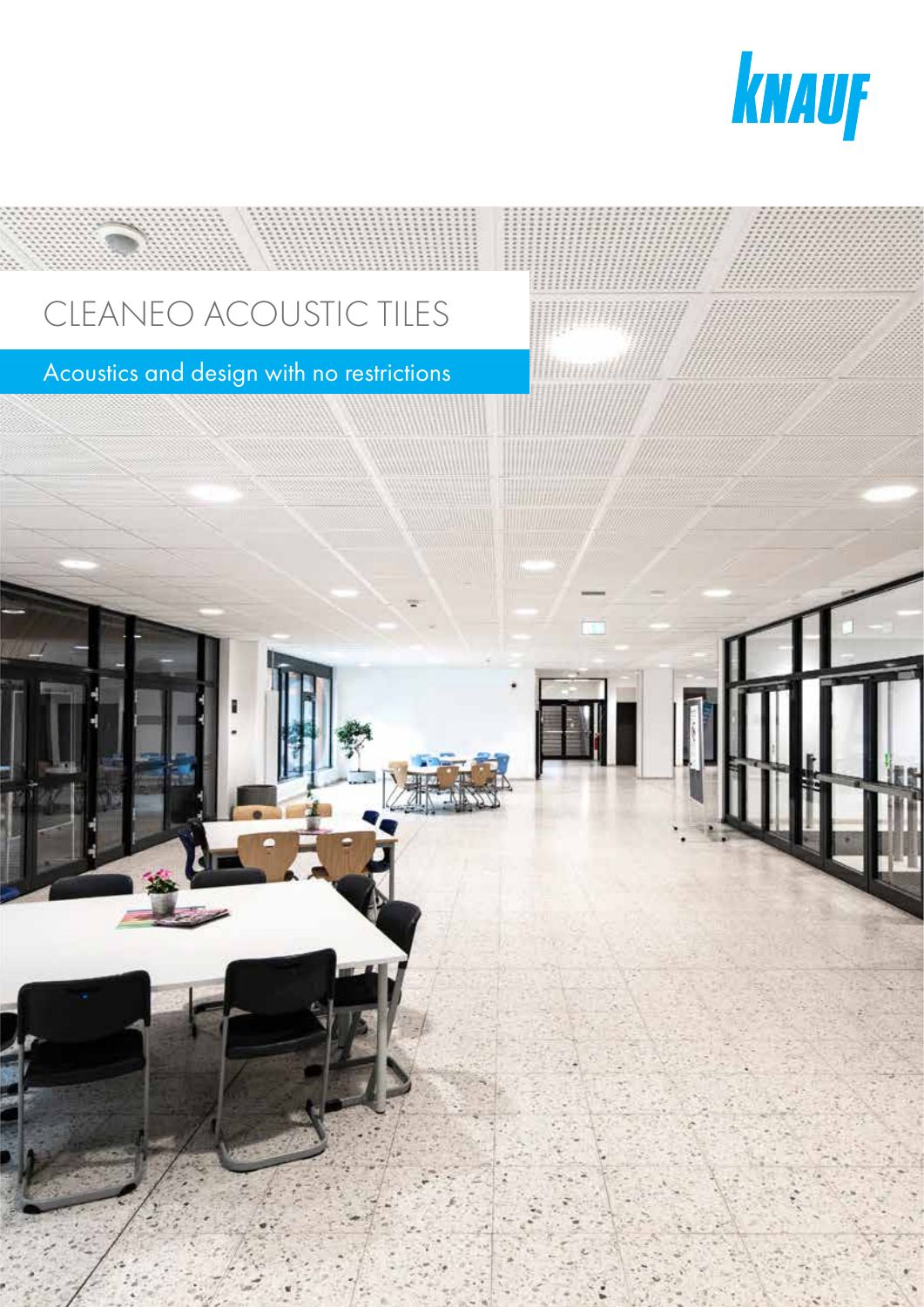KNAUF

# CLEANEO ACOUSTIC TILES

## Acoustics and design with no restrictions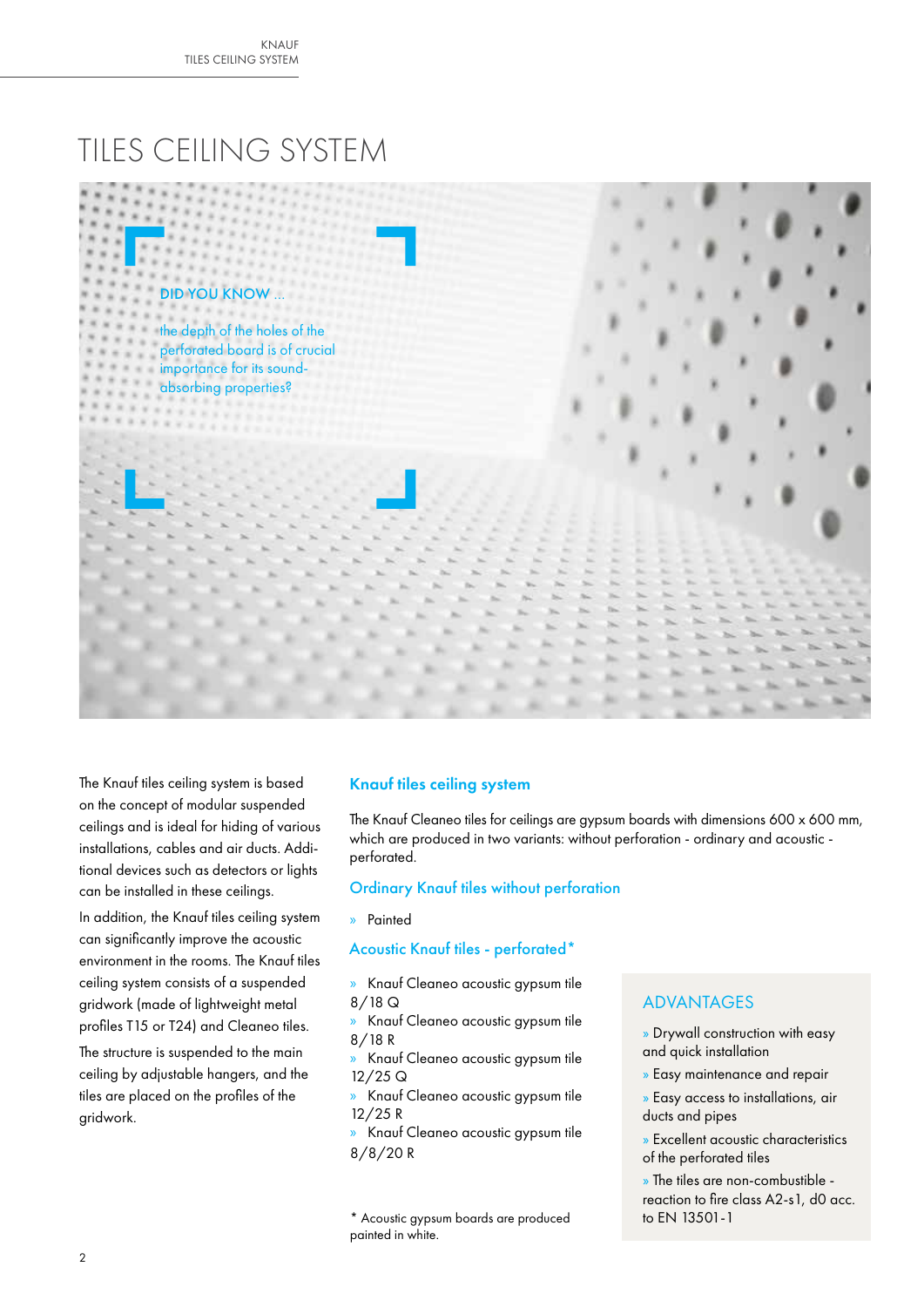# TILES CEILING SYSTEM

DID YOU KNOW ...

the depth of the holes of the perforated board is of crucial importance for its sound-absorbing properties?

The Knauf tiles ceiling system is based on the concept of modular suspended ceilings and is ideal for hiding of various installations, cables and air ducts. Additional devices such as detectors or lights can be installed in these ceilings.

In addition, the Knauf tiles ceiling system can significantly improve the acoustic environment in the rooms. The Knauf tiles ceiling system consists of a suspended gridwork (made of lightweight metal profiles T15 or T24) and Cleaneo tiles.

The structure is suspended to the main ceiling by adjustable hangers, and the tiles are placed on the profiles of the gridwork.

## Knauf tiles ceiling system

The Knauf Cleaneo tiles for ceilings are gypsum boards with dimensions 600 x 600 mm, which are produced in two variants: without perforation - ordinary and acoustic - perforated.

### Ordinary Knauf tiles without perforation

- Painted

### Acoustic Knauf tiles - perforated*

- Knauf Cleaneo acoustic gypsum tile 8/18 Q
- Knauf Cleaneo acoustic gypsum tile 8/18 R
- Knauf Cleaneo acoustic gypsum tile 12/25 Q
- Knauf Cleaneo acoustic gypsum tile 12/25 R
- Knauf Cleaneo acoustic gypsum tile 8/8/20 R

* Acoustic gypsum boards are produced painted in white.

## ADVANTAGES

- Drywall construction with easy and quick installation
- Easy maintenance and repair
- Easy access to installations, air ducts and pipes
- Excellent acoustic characteristics of the perforated tiles
- The tiles are non-combustible - reaction to fire class A2-s1, d0 acc. to EN 13501-1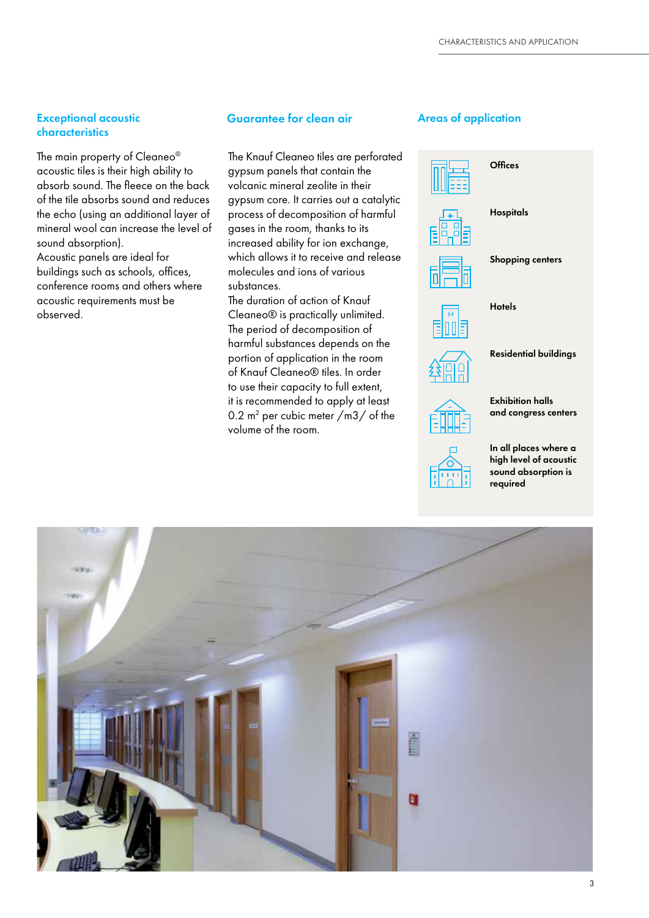## Exceptional acoustic characteristics

The main property of Cleaneo® acoustic tiles is their high ability to absorb sound. The fleece on the back of the tile absorbs sound and reduces the echo (using an additional layer of mineral wool can increase the level of sound absorption).
Acoustic panels are ideal for buildings such as schools, offices, conference rooms and others where acoustic requirements must be observed.

## Guarantee for clean air

The Knauf Cleaneo tiles are perforated gypsum panels that contain the volcanic mineral zeolite in their gypsum core. It carries out a catalytic process of decomposition of harmful gases in the room, thanks to its increased ability for ion exchange, which allows it to receive and release molecules and ions of various substances.
The duration of action of Knauf Cleaneo® is practically unlimited. The period of decomposition of harmful substances depends on the portion of application in the room of Knauf Cleaneo® tiles. In order to use their capacity to full extent, it is recommended to apply at least 0.2 $m^2$ per cubic meter /m3/ of the volume of the room.

## Areas of application

- **Offices**
- **Hospitals**
- **Shopping centers**
- **Hotels**
- **Residential buildings**
- **Exhibition halls and congress centers**
- **In all places where a high level of acoustic sound absorption is required**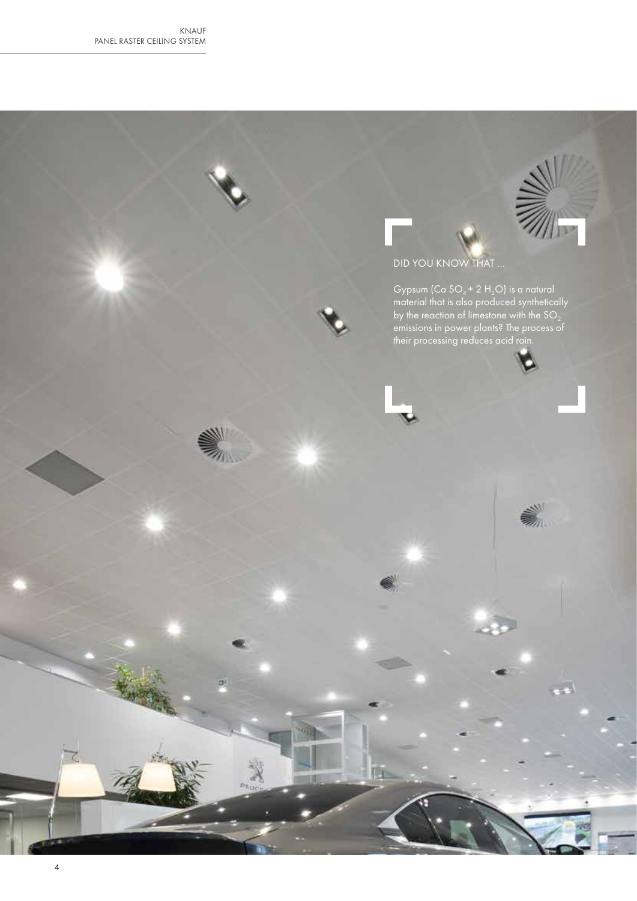DID YOU KNOW THAT ...

Gypsum ($CaSO_4 + 2\,H_2O$) is a natural material that is also produced synthetically by the reaction of limestone with the $SO_2$ emissions in power plants? The process of their processing reduces acid rain.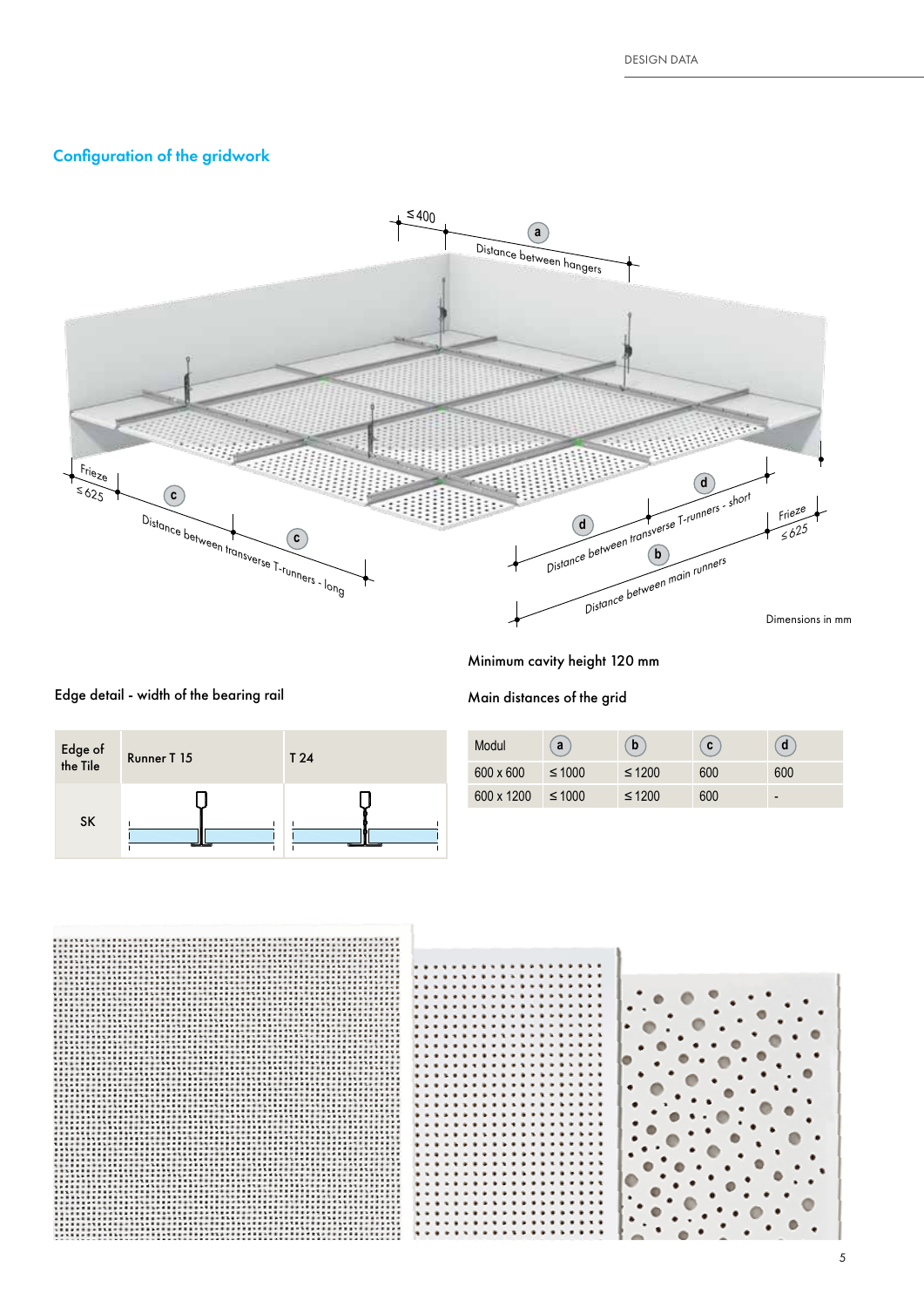## Configuration of the gridwork

≤400

a Distance between hangers

Frieze ≤625

c Distance between transverse T-runners - long c

d Distance between transverse T-runners - short d

b Distance between main runners

Frieze ≤625

Dimensions in mm

Minimum cavity height 120 mm

### Edge detail - width of the bearing rail

| Edge of the Tile | Runner T 15 | T 24 |
|---|---|---|
| SK | | |

### Main distances of the grid

| Modul | a | b | c | d |
|---|---|---|---|---|
| 600 x 600 | ≤ 1000 | ≤ 1200 | 600 | 600 |
| 600 x 1200 | ≤ 1000 | ≤ 1200 | 600 | - |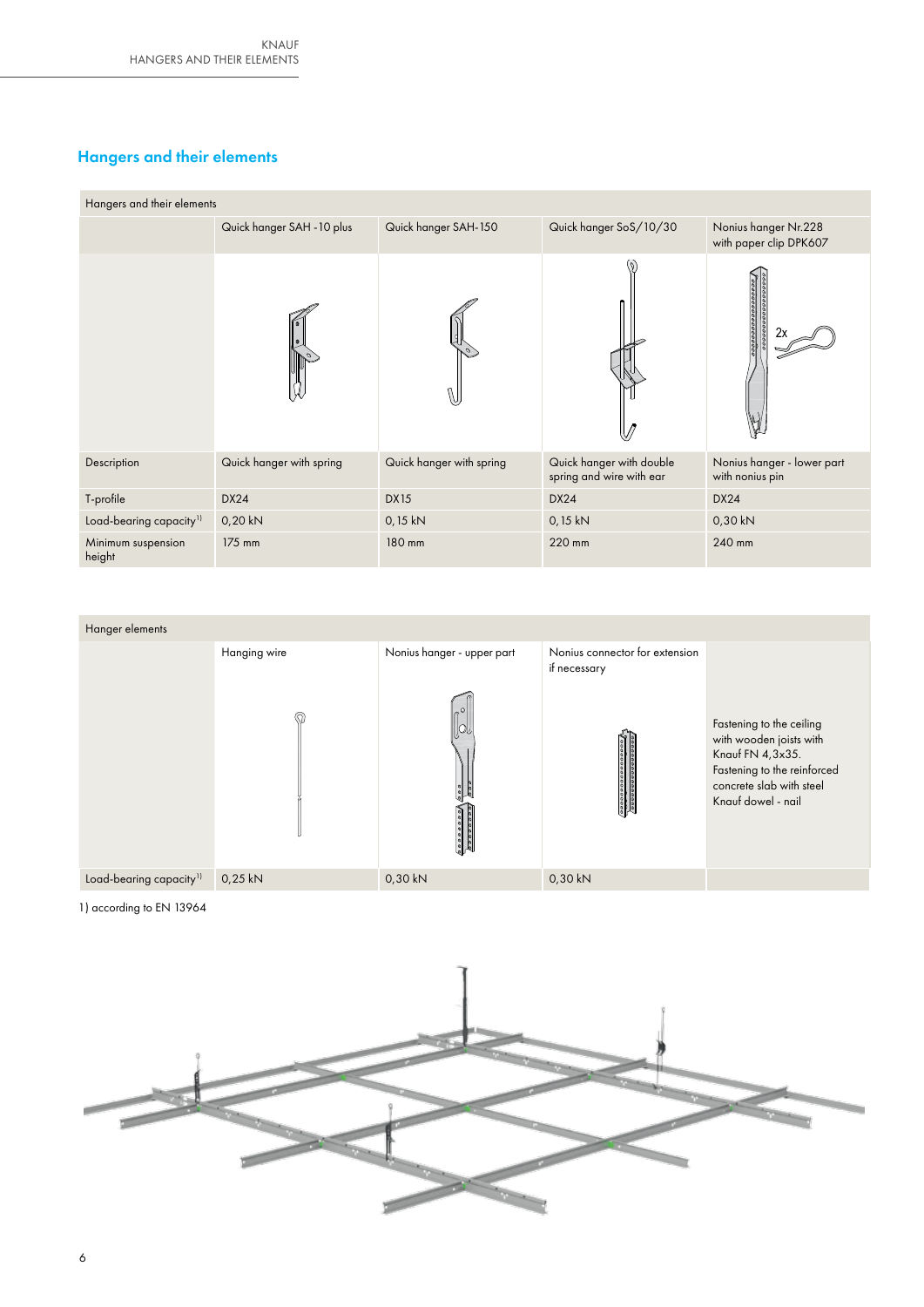## Hangers and their elements

| Hangers and their elements | | | | |
|---|---|---|---|---|
| | Quick hanger SAH -10 plus | Quick hanger SAH-150 | Quick hanger SoS/10/30 | Nonius hanger Nr.228 with paper clip DPK607 |
| Description | Quick hanger with spring | Quick hanger with spring | Quick hanger with double spring and wire with ear | Nonius hanger - lower part with nonius pin |
| T-profile | DX24 | DX15 | DX24 | DX24 |
| Load-bearing capacity[1] | 0,20 kN | 0,15 kN | 0,15 kN | 0,30 kN |
| Minimum suspension height | 175 mm | 180 mm | 220 mm | 240 mm |

| Hanger elements | | | | |
|---|---|---|---|---|
| | Hanging wire | Nonius hanger - upper part | Nonius connector for extension if necessary | Fastening to the ceiling with wooden joists with Knauf FN 4,3x35. Fastening to the reinforced concrete slab with steel Knauf dowel - nail |
| Load-bearing capacity[1] | 0,25 kN | 0,30 kN | 0,30 kN | |

1) according to EN 13964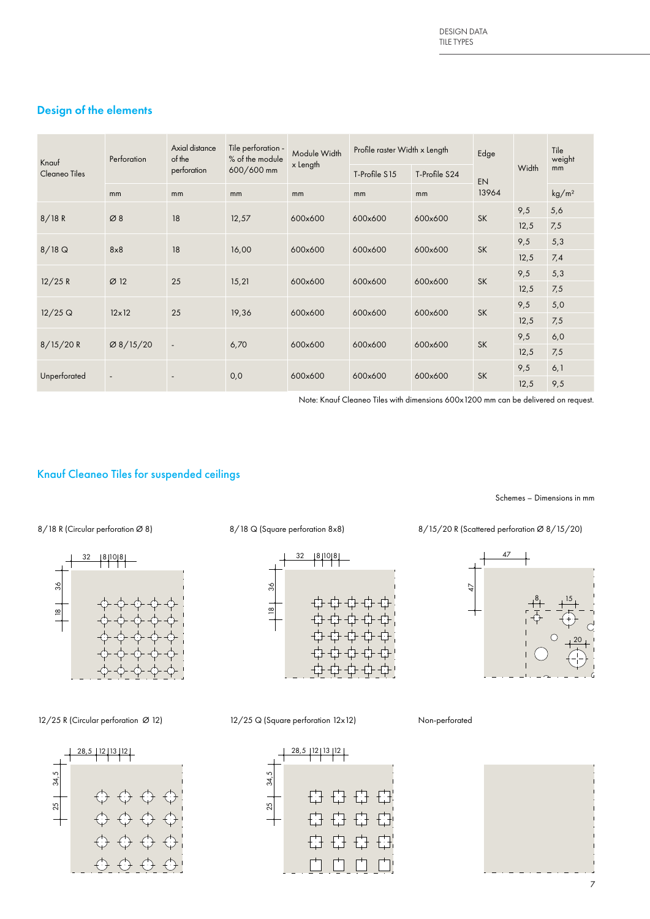## Design of the elements

| Knauf Cleaneo Tiles | Perforation | Axial distance of the perforation | Tile perforation - % of the module 600/600 mm | Module Width x Length | Profile raster Width x Length | | Edge | Width | Tile weight |
|---|---|---|---|---|---|---|---|---|---|
| | | | | | T-Profile S15 | T-Profile S24 | EN 13964 | mm | |
| | mm | mm | mm | mm | mm | mm | | | kg/m² |
| 8/18 R | Ø 8 | 18 | 12,57 | 600x600 | 600x600 | 600x600 | SK | 9,5 | 5,6 |
| | | | | | | | | 12,5 | 7,5 |
| 8/18 Q | 8x8 | 18 | 16,00 | 600x600 | 600x600 | 600x600 | SK | 9,5 | 5,3 |
| | | | | | | | | 12,5 | 7,4 |
| 12/25 R | Ø 12 | 25 | 15,21 | 600x600 | 600x600 | 600x600 | SK | 9,5 | 5,3 |
| | | | | | | | | 12,5 | 7,5 |
| 12/25 Q | 12x12 | 25 | 19,36 | 600x600 | 600x600 | 600x600 | SK | 9,5 | 5,0 |
| | | | | | | | | 12,5 | 7,5 |
| 8/15/20 R | Ø 8/15/20 | - | 6,70 | 600x600 | 600x600 | 600x600 | SK | 9,5 | 6,0 |
| | | | | | | | | 12,5 | 7,5 |
| Unperforated | - | - | 0,0 | 600x600 | 600x600 | 600x600 | SK | 9,5 | 6,1 |
| | | | | | | | | 12,5 | 9,5 |

Note: Knauf Cleaneo Tiles with dimensions 600x1200 mm can be delivered on request.

## Knauf Cleaneo Tiles for suspended ceilings

Schemes – Dimensions in mm

8/18 R (Circular perforation Ø 8)

8/18 Q (Square perforation 8x8)

8/15/20 R (Scattered perforation Ø 8/15/20)

12/25 R (Circular perforation Ø 12)

12/25 Q (Square perforation 12x12)

Non-perforated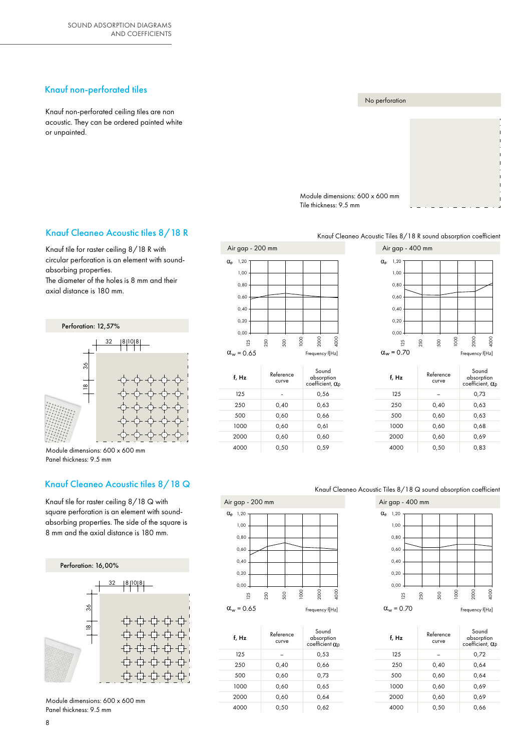## Knauf non-perforated tiles

Knauf non-perforated ceiling tiles are non acoustic. They can be ordered painted white or unpainted.

No perforation

Module dimensions: 600 x 600 mm
Tile thickness: 9.5 mm

## Knauf Cleaneo Acoustic tiles 8/18 R

Knauf tile for raster ceiling 8/18 R with circular perforation is an element with sound-absorbing properties.
The diameter of the holes is 8 mm and their axial distance is 180 mm.

Perforation: 12,57%

Module dimensions: 600 x 600 mm
Panel thickness: 9.5 mm

Knauf Cleaneo Acoustic Tiles 8/18 R sound absorption coefficient

**Air gap - 200 mm**

$\alpha_w = 0.65$

| f, Hz | Reference curve | Sound absorption coefficient, $\alpha_p$ |
|---|---|---|
| 125 | - | 0,56 |
| 250 | 0,40 | 0,63 |
| 500 | 0,60 | 0,66 |
| 1000 | 0,60 | 0,61 |
| 2000 | 0,60 | 0,60 |
| 4000 | 0,50 | 0,59 |

**Air gap - 400 mm**

$\alpha_w = 0.70$

| f, Hz | Reference curve | Sound absorption coefficient, $\alpha_p$ |
|---|---|---|
| 125 | – | 0,73 |
| 250 | 0,40 | 0,63 |
| 500 | 0,60 | 0,63 |
| 1000 | 0,60 | 0,68 |
| 2000 | 0,60 | 0,69 |
| 4000 | 0,50 | 0,83 |

## Knauf Cleaneo Acoustic tiles 8/18 Q

Knauf tile for raster ceiling 8/18 Q with square perforation is an element with sound-absorbing properties. The side of the square is 8 mm and the axial distance is 180 mm.

Perforation: 16,00%

Module dimensions: 600 x 600 mm
Panel thickness: 9.5 mm

Knauf Cleaneo Acoustic Tiles 8/18 Q sound absorption coefficient

**Air gap - 200 mm**

$\alpha_w = 0.65$

| f, Hz | Reference curve | Sound absorption coefficient $\alpha_p$ |
|---|---|---|
| 125 | – | 0,53 |
| 250 | 0,40 | 0,66 |
| 500 | 0,60 | 0,73 |
| 1000 | 0,60 | 0,65 |
| 2000 | 0,60 | 0,64 |
| 4000 | 0,50 | 0,62 |

**Air gap - 400 mm**

$\alpha_w = 0.70$

| f, Hz | Reference curve | Sound absorption coefficient, $\alpha_p$ |
|---|---|---|
| 125 | – | 0,72 |
| 250 | 0,40 | 0,64 |
| 500 | 0,60 | 0,64 |
| 1000 | 0,60 | 0,69 |
| 2000 | 0,60 | 0,69 |
| 4000 | 0,50 | 0,66 |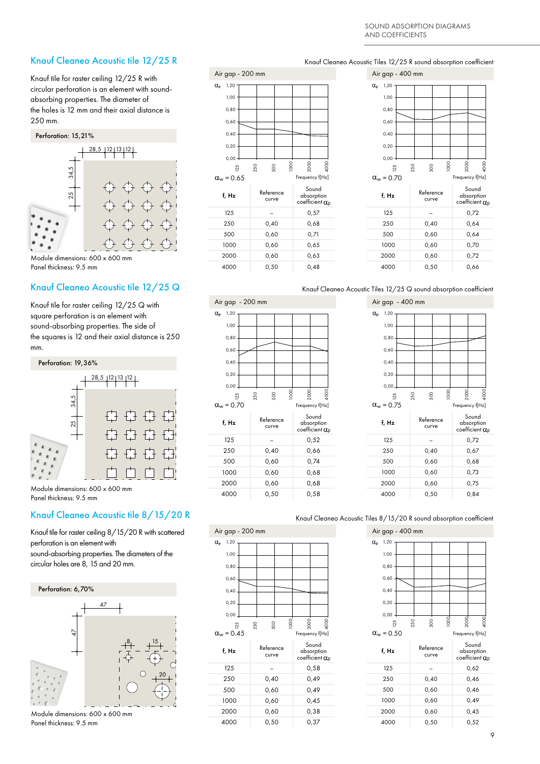## Knauf Cleaneo Acoustic tile 12/25 R

Knauf tile for raster ceiling 12/25 R with circular perforation is an element with sound-absorbing properties. The diameter of the holes is 12 mm and their axial distance is 250 mm.

Perforation: 15,21%

Module dimensions: 600 x 600 mm
Panel thickness: 9.5 mm

Knauf Cleaneo Acoustic Tiles 12/25 R sound absorption coefficient

Air gap - 200 mm

$\alpha_w = 0.65$

| f, Hz | Reference curve | Sound absorption coefficient $\alpha_p$ |
|---|---|---|
| 125 | – | 0,57 |
| 250 | 0,40 | 0,68 |
| 500 | 0,60 | 0,71 |
| 1000 | 0,60 | 0,65 |
| 2000 | 0,60 | 0,63 |
| 4000 | 0,50 | 0,48 |

Air gap - 400 mm

$\alpha_w = 0.70$

| f, Hz | Reference curve | Sound absorption coefficient $\alpha_p$ |
|---|---|---|
| 125 | – | 0,72 |
| 250 | 0,40 | 0,64 |
| 500 | 0,60 | 0,64 |
| 1000 | 0,60 | 0,70 |
| 2000 | 0,60 | 0,72 |
| 4000 | 0,50 | 0,66 |

## Knauf Cleaneo Acoustic tile 12/25 Q

Knauf tile for raster ceiling 12/25 Q with square perforation is an element with sound-absorbing properties. The side of the squares is 12 and their axial distance is 250 mm.

Perforation: 19,36%

Module dimensions: 600 x 600 mm
Panel thickness: 9.5 mm

Knauf Cleaneo Acoustic Tiles 12/25 Q sound absorption coefficient

Air gap - 200 mm

$\alpha_w = 0.70$

| f, Hz | Reference curve | Sound absorption coefficient $\alpha_p$ |
|---|---|---|
| 125 | – | 0,52 |
| 250 | 0,40 | 0,66 |
| 500 | 0,60 | 0,74 |
| 1000 | 0,60 | 0,68 |
| 2000 | 0,60 | 0,68 |
| 4000 | 0,50 | 0,58 |

Air gap - 400 mm

$\alpha_w = 0.75$

| f, Hz | Reference curve | Sound absorption coefficient $\alpha_p$ |
|---|---|---|
| 125 | – | 0,72 |
| 250 | 0,40 | 0,67 |
| 500 | 0,60 | 0,68 |
| 1000 | 0,60 | 0,73 |
| 2000 | 0,60 | 0,75 |
| 4000 | 0,50 | 0,84 |

## Knauf Cleaneo Acoustic tile 8/15/20 R

Knauf tile for raster ceiling 8/15/20 R with scattered perforation is an element with sound-absorbing properties. The diameters of the circular holes are 8, 15 and 20 mm.

Perforation: 6,70%

Module dimensions: 600 x 600 mm
Panel thickness: 9.5 mm

Knauf Cleaneo Acoustic Tiles 8/15/20 R sound absorption coefficient

Air gap - 200 mm

$\alpha_w = 0.45$

| f, Hz | Reference curve | Sound absorption coefficient $\alpha_p$ |
|---|---|---|
| 125 | – | 0,58 |
| 250 | 0,40 | 0,49 |
| 500 | 0,60 | 0,49 |
| 1000 | 0,60 | 0,45 |
| 2000 | 0,60 | 0,38 |
| 4000 | 0,50 | 0,37 |

Air gap - 400 mm

$\alpha_w = 0.50$

| f, Hz | Reference curve | Sound absorption coefficient $\alpha_p$ |
|---|---|---|
| 125 | – | 0,62 |
| 250 | 0,40 | 0,46 |
| 500 | 0,60 | 0,46 |
| 1000 | 0,60 | 0,49 |
| 2000 | 0,60 | 0,45 |
| 4000 | 0,50 | 0,52 |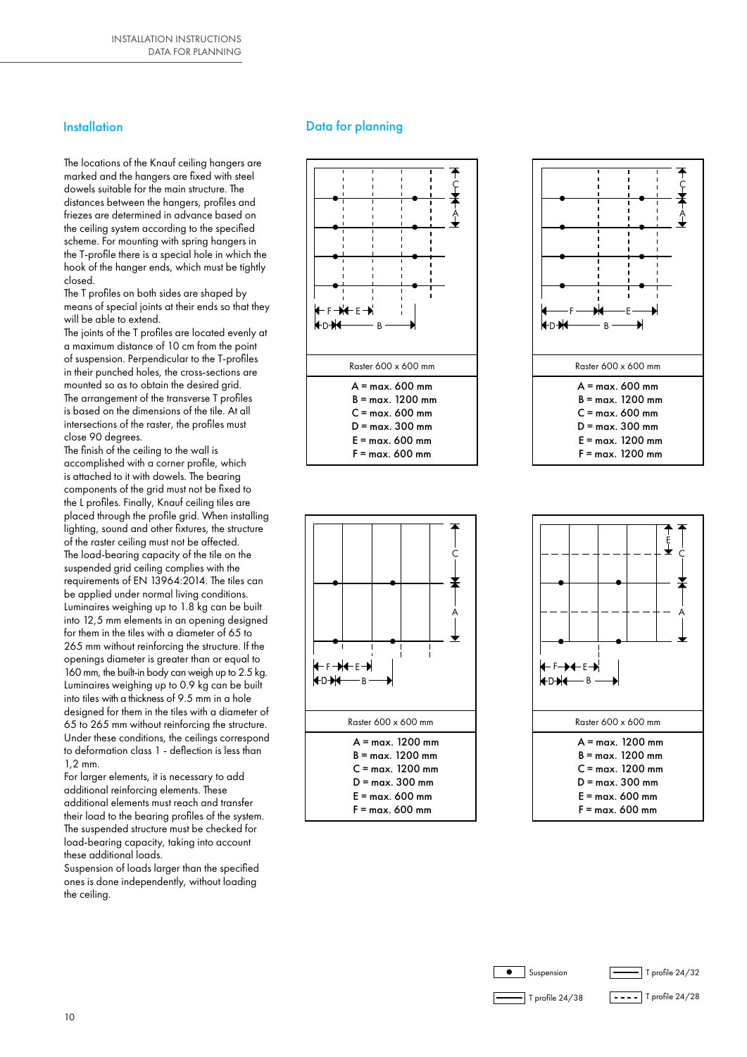## Installation

The locations of the Knauf ceiling hangers are marked and the hangers are fixed with steel dowels suitable for the main structure. The distances between the hangers, profiles and friezes are determined in advance based on the ceiling system according to the specified scheme. For mounting with spring hangers in the T-profile there is a special hole in which the hook of the hanger ends, which must be tightly closed.
The T profiles on both sides are shaped by means of special joints at their ends so that they will be able to extend.
The joints of the T profiles are located evenly at a maximum distance of 10 cm from the point of suspension. Perpendicular to the T-profiles in their punched holes, the cross-sections are mounted so as to obtain the desired grid.
The arrangement of the transverse T profiles is based on the dimensions of the tile. At all intersections of the raster, the profiles must close 90 degrees.
The finish of the ceiling to the wall is accomplished with a corner profile, which is attached to it with dowels. The bearing components of the grid must not be fixed to the L profiles. Finally, Knauf ceiling tiles are placed through the profile grid. When installing lighting, sound and other fixtures, the structure of the raster ceiling must not be affected.
The load-bearing capacity of the tile on the suspended grid ceiling complies with the requirements of EN 13964:2014. The tiles can be applied under normal living conditions.
Luminaires weighing up to 1.8 kg can be built into 12,5 mm elements in an opening designed for them in the tiles with a diameter of 65 to 265 mm without reinforcing the structure. If the openings diameter is greater than or equal to 160 mm, the built-in body can weigh up to 2.5 kg.
Luminaires weighing up to 0.9 kg can be built into tiles with a thickness of 9.5 mm in a hole designed for them in the tiles with a diameter of 65 to 265 mm without reinforcing the structure.
Under these conditions, the ceilings correspond to deformation class 1 - deflection is less than 1,2 mm.
For larger elements, it is necessary to add additional reinforcing elements. These additional elements must reach and transfer their load to the bearing profiles of the system.
The suspended structure must be checked for load-bearing capacity, taking into account these additional loads.
Suspension of loads larger than the specified ones is done independently, without loading the ceiling.

## Data for planning

Raster 600 x 600 mm

A = max. 600 mm
B = max. 1200 mm
C = max. 600 mm
D = max. 300 mm
E = max. 600 mm
F = max. 600 mm

Raster 600 x 600 mm

A = max. 600 mm
B = max. 1200 mm
C = max. 600 mm
D = max. 300 mm
E = max. 1200 mm
F = max. 1200 mm

Raster 600 x 600 mm

A = max. 1200 mm
B = max. 1200 mm
C = max. 1200 mm
D = max. 300 mm
E = max. 600 mm
F = max. 600 mm

Raster 600 x 600 mm

A = max. 1200 mm
B = max. 1200 mm
C = max. 1200 mm
D = max. 300 mm
E = max. 600 mm
F = max. 600 mm

Suspension
T profile 24/32
T profile 24/38
T profile 24/28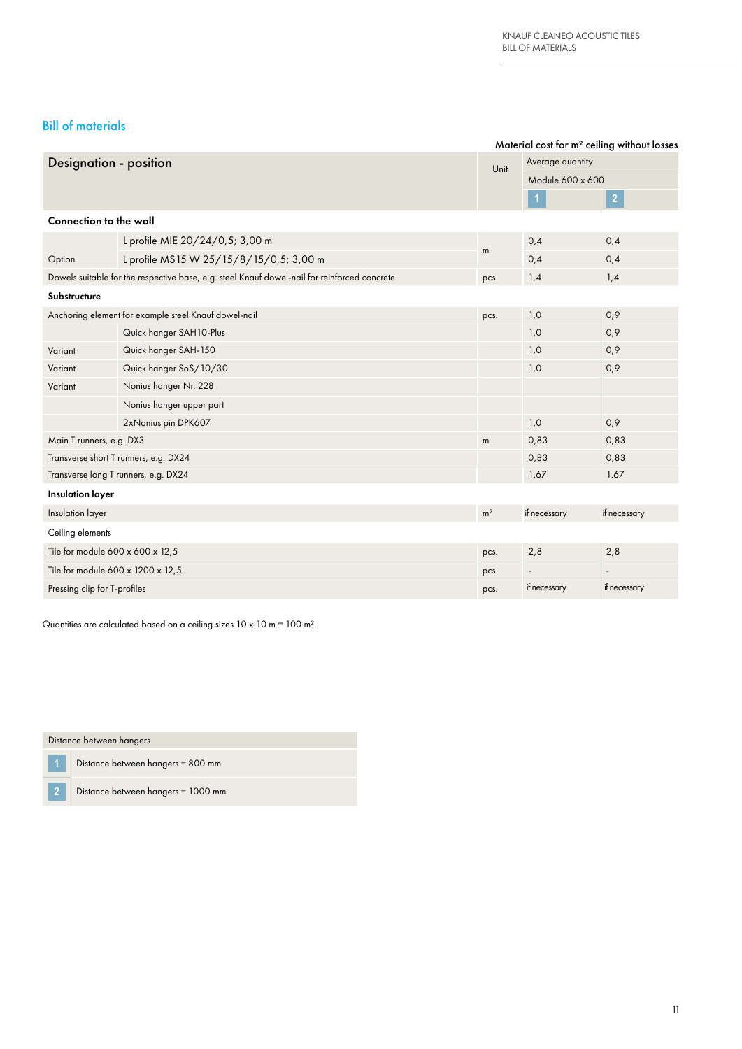## Bill of materials

Material cost for m² ceiling without losses

| Designation - position | | Unit | Average quantity | |
|---|---|---|---|---|
| | | | Module 600 x 600 | |
| | | | 1 | 2 |
| **Connection to the wall** | | | | |
| | L profile MIE 20/24/0,5; 3,00 m | m | 0,4 | 0,4 |
| Option | L profile MS15 W 25/15/8/15/0,5; 3,00 m | | 0,4 | 0,4 |
| Dowels suitable for the respective base, e.g. steel Knauf dowel-nail for reinforced concrete | | pcs. | 1,4 | 1,4 |
| **Substructure** | | | | |
| Anchoring element for example steel Knauf dowel-nail | | pcs. | 1,0 | 0,9 |
| | Quick hanger SAH10-Plus | | 1,0 | 0,9 |
| Variant | Quick hanger SAH-150 | | 1,0 | 0,9 |
| Variant | Quick hanger SoS/10/30 | | 1,0 | 0,9 |
| Variant | Nonius hanger Nr. 228 | | | |
| | Nonius hanger upper part | | | |
| | 2xNonius pin DPK607 | | 1,0 | 0,9 |
| Main T runners, e.g. DX3 | | m | 0,83 | 0,83 |
| Transverse short T runners, e.g. DX24 | | | 0,83 | 0,83 |
| Transverse long T runners, e.g. DX24 | | | 1.67 | 1.67 |
| **Insulation layer** | | | | |
| Insulation layer | | m² | if necessary | if necessary |
| Ceiling elements | | | | |
| Tile for module 600 x 600 x 12,5 | | pcs. | 2,8 | 2,8 |
| Tile for module 600 x 1200 x 12,5 | | pcs. | - | - |
| Pressing clip for T-profiles | | pcs. | if necessary | if necessary |

Quantities are calculated based on a ceiling sizes 10 x 10 m = 100 m².

| Distance between hangers | |
|---|---|
| 1 | Distance between hangers = 800 mm |
| 2 | Distance between hangers = 1000 mm |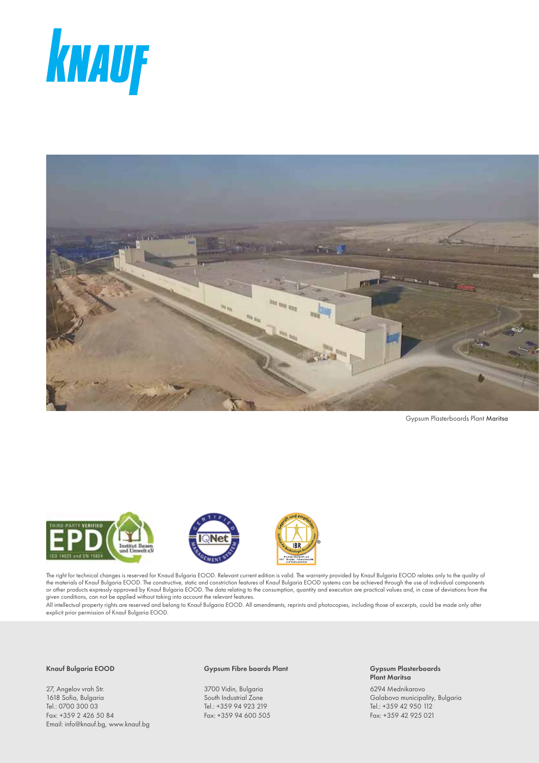Gypsum Plasterboards Plant **Maritsa**

The right for technical changes is reserved for Knaud Bulgaria EOOD. Relevant current edition is valid. The warranty provided by Knauf Bulgaria EOOD relates only to the quality of the materials of Knauf Bulgaria EOOD. The constructive, static and constriction features of Knauf Bulgaria EOOD systems can be achieved through the use of individual components or other products expressly approved by Knauf Bulgaria EOOD. The data relating to the consumption, quantity and execution are practical values and, in case of deviations from the given conditions, can not be applied without taking into account the relevant features.
All intellectual property rights are reserved and belong to Knauf Bulgaria EOOD. All amendments, reprints and photocopies, including those of excerpts, could be made only after explicit prior permission of Knauf Bulgaria EOOD.

**Knauf Bulgaria EOOD**

27, Angelov vrah Str.
1618 Sofia, Bulgaria
Tel.: 0700 300 03
Fax: +359 2 426 50 84
Email: info@knauf.bg, www.knauf.bg

**Gypsum Fibre boards Plant**

3700 Vidin, Bulgaria
South Industrial Zone
Tel.: +359 94 923 219
Fax: +359 94 600 505

**Gypsum Plasterboards Plant Maritsa**

6294 Mednikarovo
Galabovo municipality, Bulgaria
Tel.: +359 42 950 112
Fax: +359 42 925 021